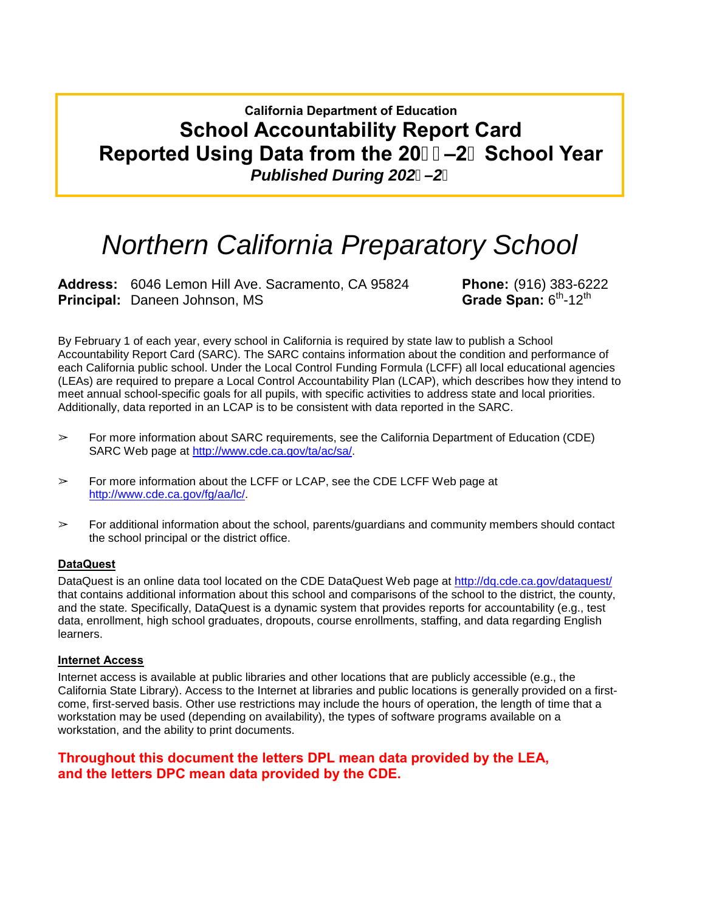**California Department of Education**

# School Accountability Report Card

## Reported Using Data from the 20–2 School Year

***Published During 202–2***

# *Northern California Preparatory School*

**Address:** 6046 Lemon Hill Ave. Sacramento, CA 95824
**Principal:** Daneen Johnson, MS
**Phone:** (916) 383-6222
**Grade Span:** 6th-12th

By February 1 of each year, every school in California is required by state law to publish a School Accountability Report Card (SARC). The SARC contains information about the condition and performance of each California public school. Under the Local Control Funding Formula (LCFF) all local educational agencies (LEAs) are required to prepare a Local Control Accountability Plan (LCAP), which describes how they intend to meet annual school-specific goals for all pupils, with specific activities to address state and local priorities. Additionally, data reported in an LCAP is to be consistent with data reported in the SARC.

- For more information about SARC requirements, see the California Department of Education (CDE) SARC Web page at http://www.cde.ca.gov/ta/ac/sa/.
- For more information about the LCFF or LCAP, see the CDE LCFF Web page at http://www.cde.ca.gov/fg/aa/lc/.
- For additional information about the school, parents/guardians and community members should contact the school principal or the district office.

**DataQuest**

DataQuest is an online data tool located on the CDE DataQuest Web page at http://dq.cde.ca.gov/dataquest/ that contains additional information about this school and comparisons of the school to the district, the county, and the state. Specifically, DataQuest is a dynamic system that provides reports for accountability (e.g., test data, enrollment, high school graduates, dropouts, course enrollments, staffing, and data regarding English learners.

**Internet Access**

Internet access is available at public libraries and other locations that are publicly accessible (e.g., the California State Library). Access to the Internet at libraries and public locations is generally provided on a first-come, first-served basis. Other use restrictions may include the hours of operation, the length of time that a workstation may be used (depending on availability), the types of software programs available on a workstation, and the ability to print documents.

**Throughout this document the letters DPL mean data provided by the LEA, and the letters DPC mean data provided by the CDE.**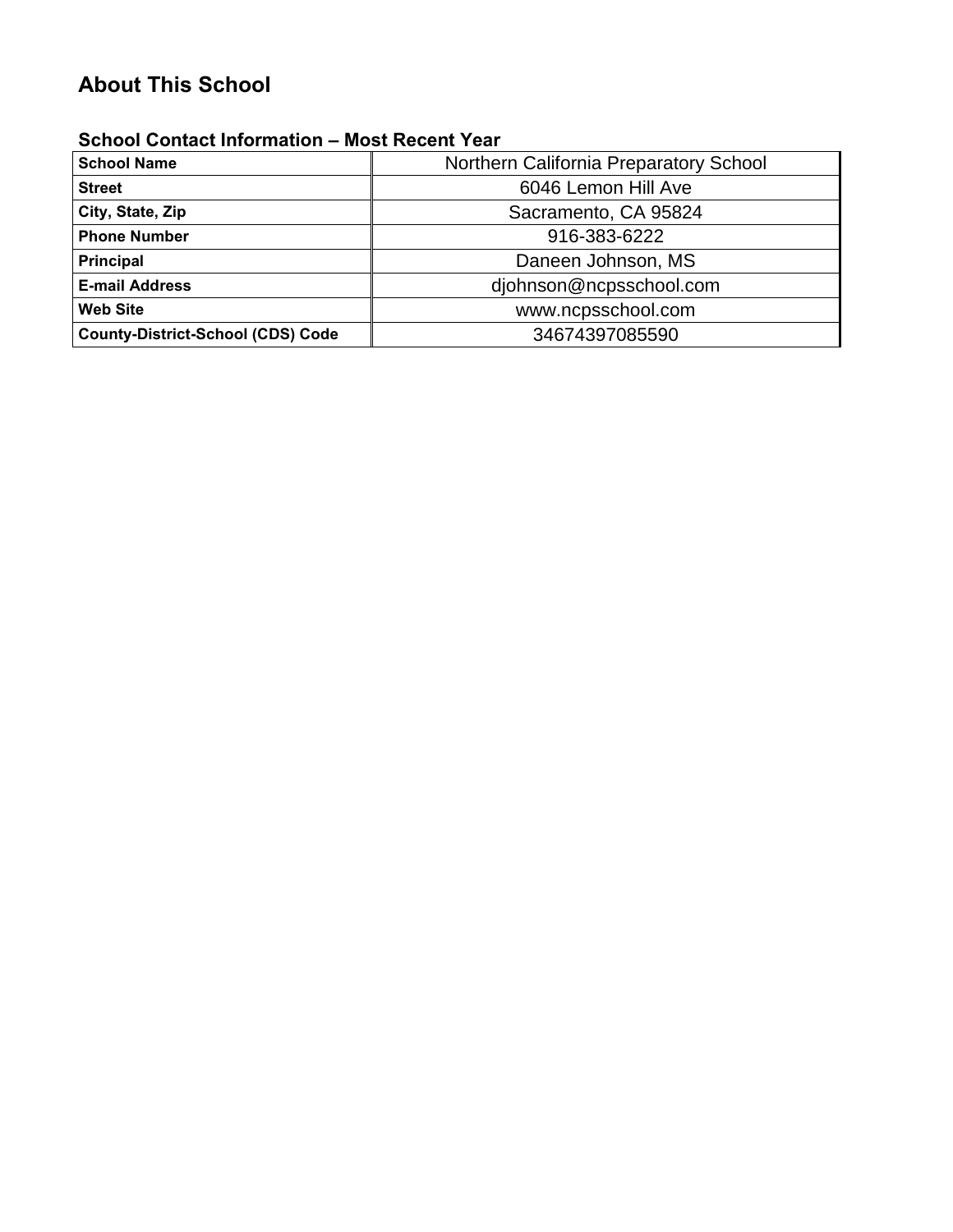## About This School

### School Contact Information – Most Recent Year

| **School Name** | Northern California Preparatory School |
|---|---|
| **Street** | 6046 Lemon Hill Ave |
| **City, State, Zip** | Sacramento, CA 95824 |
| **Phone Number** | 916-383-6222 |
| **Principal** | Daneen Johnson, MS |
| **E-mail Address** | djohnson@ncpsschool.com |
| **Web Site** | www.ncpsschool.com |
| **County-District-School (CDS) Code** | 34674397085590 |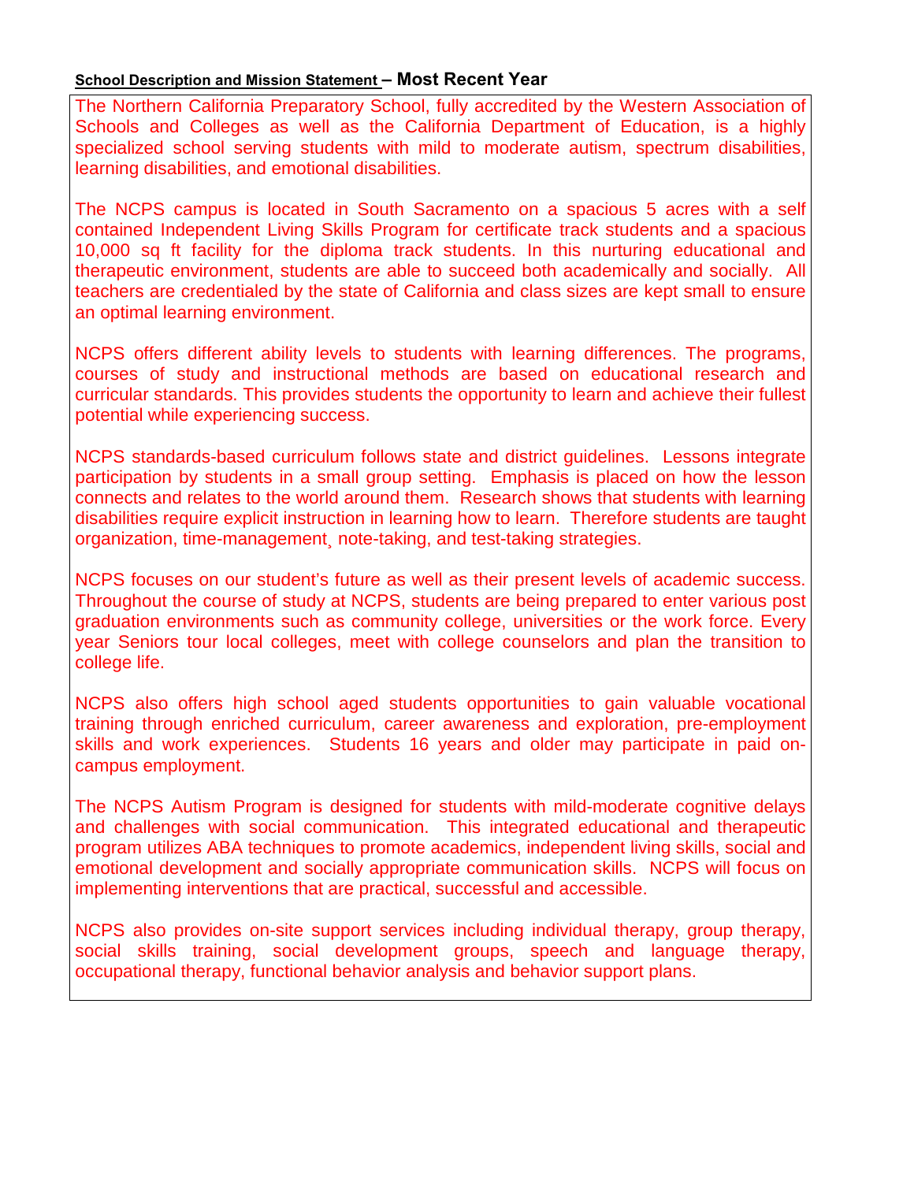**School Description and Mission Statement – Most Recent Year**

The Northern California Preparatory School, fully accredited by the Western Association of Schools and Colleges as well as the California Department of Education, is a highly specialized school serving students with mild to moderate autism, spectrum disabilities, learning disabilities, and emotional disabilities.

The NCPS campus is located in South Sacramento on a spacious 5 acres with a self contained Independent Living Skills Program for certificate track students and a spacious 10,000 sq ft facility for the diploma track students. In this nurturing educational and therapeutic environment, students are able to succeed both academically and socially. All teachers are credentialed by the state of California and class sizes are kept small to ensure an optimal learning environment.

NCPS offers different ability levels to students with learning differences. The programs, courses of study and instructional methods are based on educational research and curricular standards. This provides students the opportunity to learn and achieve their fullest potential while experiencing success.

NCPS standards-based curriculum follows state and district guidelines. Lessons integrate participation by students in a small group setting. Emphasis is placed on how the lesson connects and relates to the world around them. Research shows that students with learning disabilities require explicit instruction in learning how to learn. Therefore students are taught organization, time-management¸ note-taking, and test-taking strategies.

NCPS focuses on our student's future as well as their present levels of academic success. Throughout the course of study at NCPS, students are being prepared to enter various post graduation environments such as community college, universities or the work force. Every year Seniors tour local colleges, meet with college counselors and plan the transition to college life.

NCPS also offers high school aged students opportunities to gain valuable vocational training through enriched curriculum, career awareness and exploration, pre-employment skills and work experiences. Students 16 years and older may participate in paid on-campus employment.

The NCPS Autism Program is designed for students with mild-moderate cognitive delays and challenges with social communication. This integrated educational and therapeutic program utilizes ABA techniques to promote academics, independent living skills, social and emotional development and socially appropriate communication skills. NCPS will focus on implementing interventions that are practical, successful and accessible.

NCPS also provides on-site support services including individual therapy, group therapy, social skills training, social development groups, speech and language therapy, occupational therapy, functional behavior analysis and behavior support plans.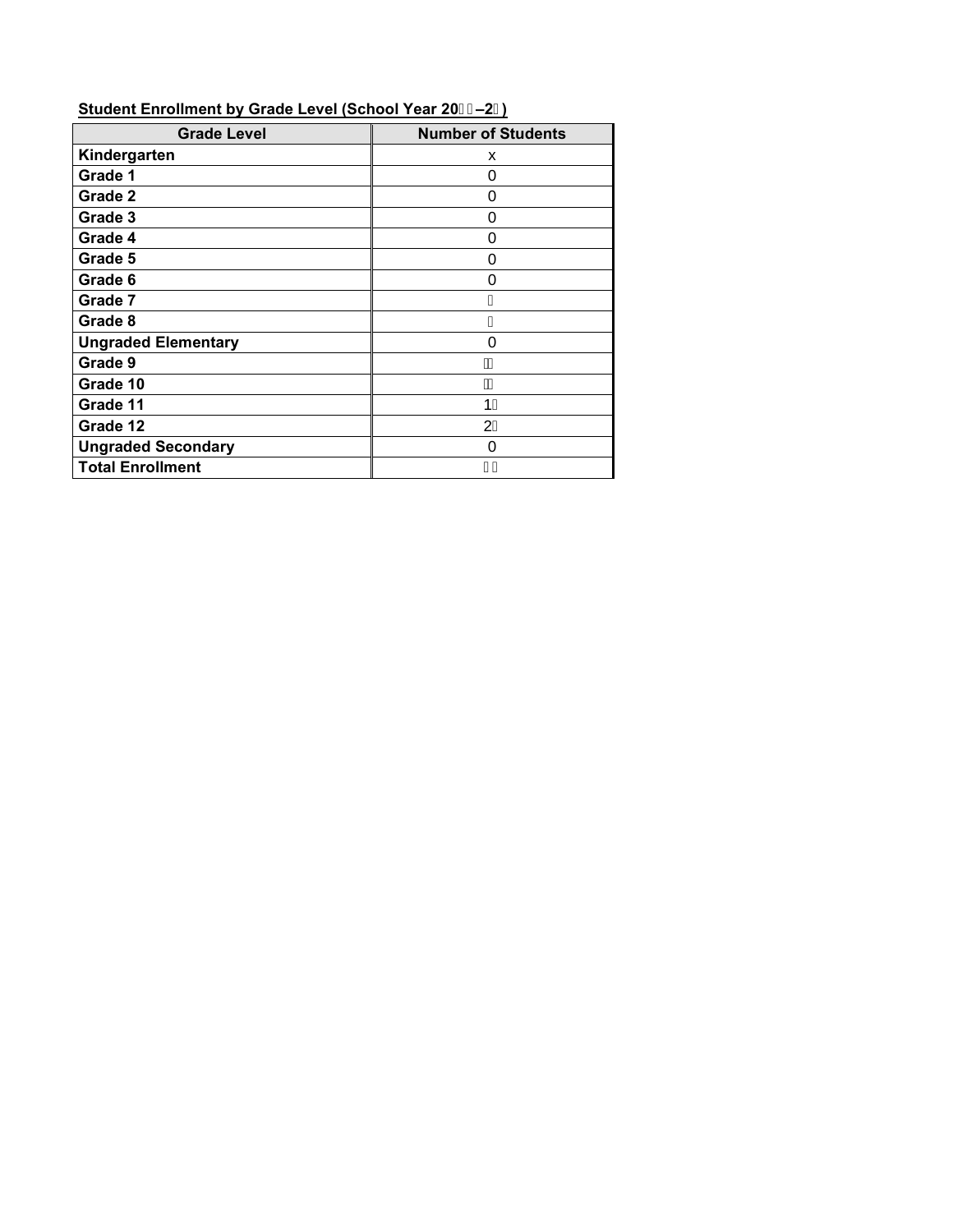**Student Enrollment by Grade Level (School Year 20□□–2□)**

| Grade Level | Number of Students |
|---|---|
| **Kindergarten** | x |
| **Grade 1** | 0 |
| **Grade 2** | 0 |
| **Grade 3** | 0 |
| **Grade 4** | 0 |
| **Grade 5** | 0 |
| **Grade 6** | 0 |
| **Grade 7** | □ |
| **Grade 8** | □ |
| **Ungraded Elementary** | 0 |
| **Grade 9** | □□ |
| **Grade 10** | □□ |
| **Grade 11** | 1□ |
| **Grade 12** | 2□ |
| **Ungraded Secondary** | 0 |
| **Total Enrollment** | □□ |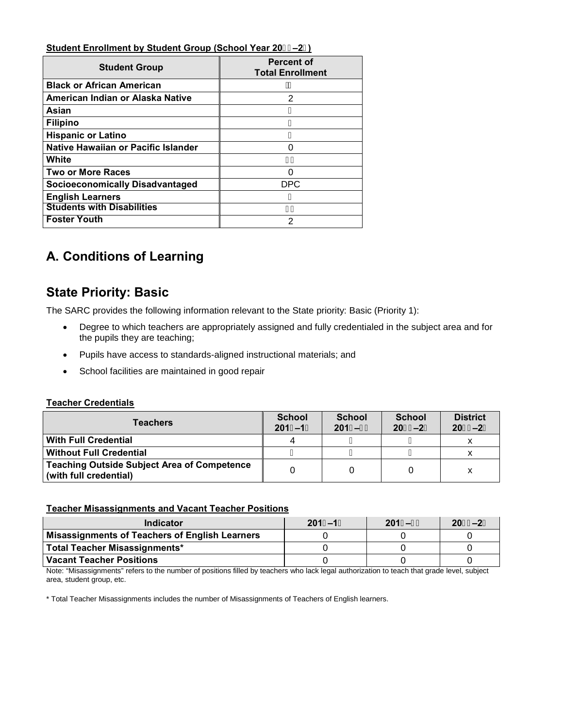**Student Enrollment by Student Group (School Year 20–2)**

| Student Group | Percent of Total Enrollment |
| --- | --- |
| Black or African American |  |
| American Indian or Alaska Native | 2 |
| Asian |  |
| Filipino |  |
| Hispanic or Latino |  |
| Native Hawaiian or Pacific Islander | 0 |
| White |  |
| Two or More Races | 0 |
| Socioeconomically Disadvantaged | DPC |
| English Learners |  |
| Students with Disabilities |  |
| Foster Youth | 2 |

## A. Conditions of Learning

## State Priority: Basic

The SARC provides the following information relevant to the State priority: Basic (Priority 1):

- Degree to which teachers are appropriately assigned and fully credentialed in the subject area and for the pupils they are teaching;
- Pupils have access to standards-aligned instructional materials; and
- School facilities are maintained in good repair

**Teacher Credentials**

| Teachers | School 201–1 | School 201– | School 20–2 | District 20–2 |
| --- | --- | --- | --- | --- |
| With Full Credential | 4 |  |  | x |
| Without Full Credential |  |  |  | x |
| Teaching Outside Subject Area of Competence (with full credential) | 0 | 0 | 0 | x |

**Teacher Misassignments and Vacant Teacher Positions**

| Indicator | 201–1 | 201– | 20–2 |
| --- | --- | --- | --- |
| Misassignments of Teachers of English Learners | 0 | 0 | 0 |
| Total Teacher Misassignments* | 0 | 0 | 0 |
| Vacant Teacher Positions | 0 | 0 | 0 |

Note: "Misassignments" refers to the number of positions filled by teachers who lack legal authorization to teach that grade level, subject area, student group, etc.

* Total Teacher Misassignments includes the number of Misassignments of Teachers of English learners.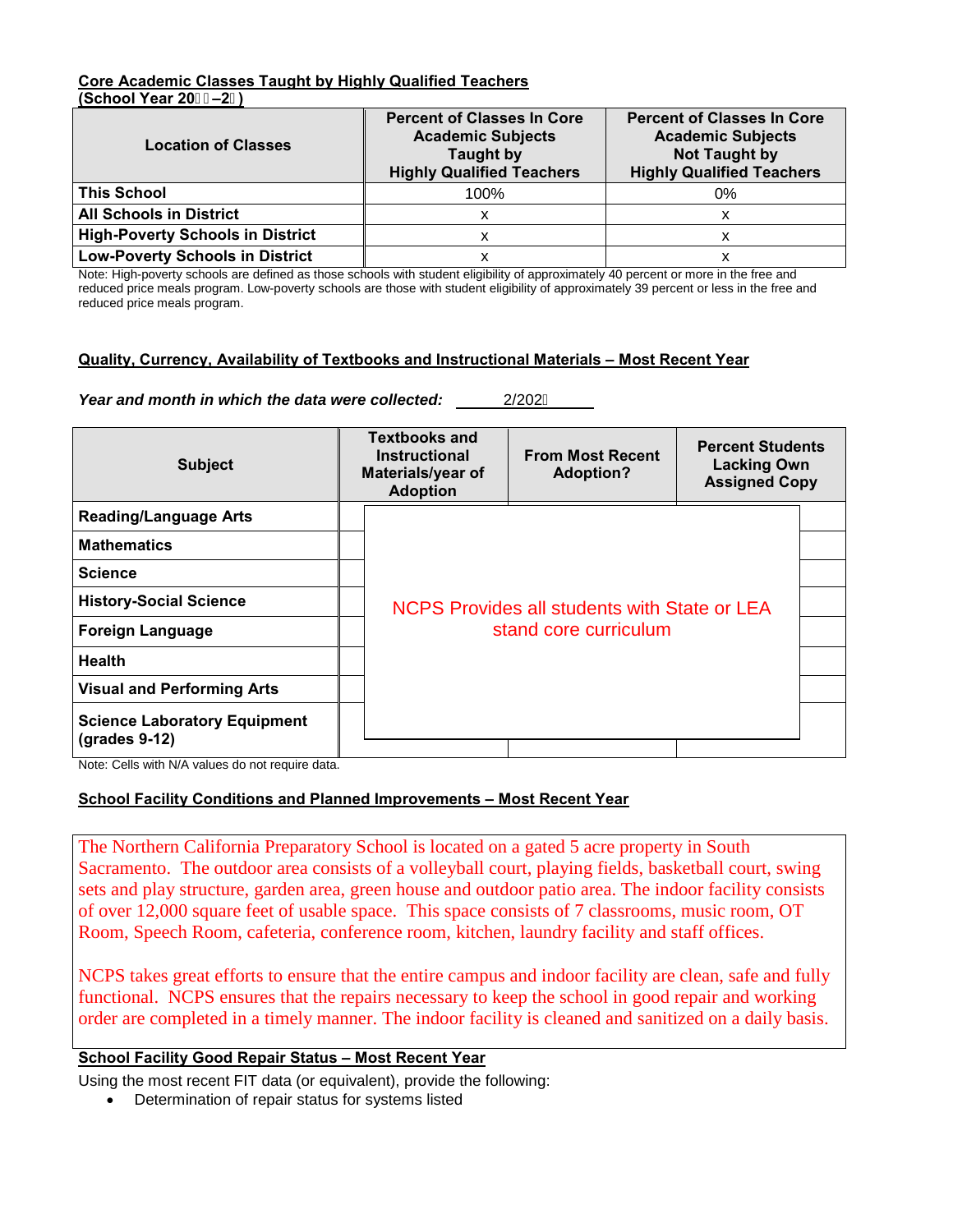**Core Academic Classes Taught by Highly Qualified Teachers**
**(School Year 20 –2 )**

| Location of Classes | Percent of Classes In Core Academic Subjects Taught by Highly Qualified Teachers | Percent of Classes In Core Academic Subjects Not Taught by Highly Qualified Teachers |
|---|---|---|
| **This School** | 100% | 0% |
| **All Schools in District** | x | x |
| **High-Poverty Schools in District** | x | x |
| **Low-Poverty Schools in District** | x | x |

Note: High-poverty schools are defined as those schools with student eligibility of approximately 40 percent or more in the free and reduced price meals program. Low-poverty schools are those with student eligibility of approximately 39 percent or less in the free and reduced price meals program.

**Quality, Currency, Availability of Textbooks and Instructional Materials – Most Recent Year**

***Year and month in which the data were collected:*** 2/202

| Subject | Textbooks and Instructional Materials/year of Adoption | From Most Recent Adoption? | Percent Students Lacking Own Assigned Copy |
|---|---|---|---|
| **Reading/Language Arts** | | | |
| **Mathematics** | | | |
| **Science** | | | |
| **History-Social Science** | | NCPS Provides all students with State or LEA stand core curriculum | |
| **Foreign Language** | | | |
| **Health** | | | |
| **Visual and Performing Arts** | | | |
| **Science Laboratory Equipment (grades 9-12)** | | | |

Note: Cells with N/A values do not require data.

**School Facility Conditions and Planned Improvements – Most Recent Year**

The Northern California Preparatory School is located on a gated 5 acre property in South Sacramento. The outdoor area consists of a volleyball court, playing fields, basketball court, swing sets and play structure, garden area, green house and outdoor patio area. The indoor facility consists of over 12,000 square feet of usable space. This space consists of 7 classrooms, music room, OT Room, Speech Room, cafeteria, conference room, kitchen, laundry facility and staff offices.

NCPS takes great efforts to ensure that the entire campus and indoor facility are clean, safe and fully functional. NCPS ensures that the repairs necessary to keep the school in good repair and working order are completed in a timely manner. The indoor facility is cleaned and sanitized on a daily basis.

**School Facility Good Repair Status – Most Recent Year**

Using the most recent FIT data (or equivalent), provide the following:

- Determination of repair status for systems listed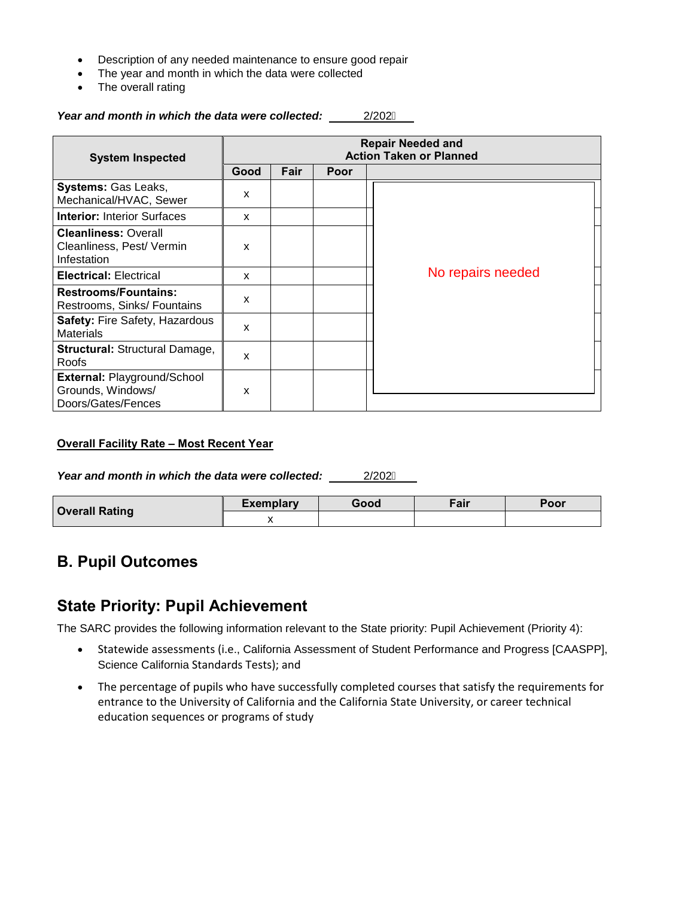- Description of any needed maintenance to ensure good repair
- The year and month in which the data were collected
- The overall rating

***Year and month in which the data were collected:*** 2/202

| System Inspected | Repair Needed and Action Taken or Planned | | | |
|---|---|---|---|---|
| | Good | Fair | Poor | |
| **Systems:** Gas Leaks, Mechanical/HVAC, Sewer | x | | | No repairs needed |
| **Interior:** Interior Surfaces | x | | | |
| **Cleanliness:** Overall Cleanliness, Pest/ Vermin Infestation | x | | | |
| **Electrical:** Electrical | x | | | |
| **Restrooms/Fountains:** Restrooms, Sinks/ Fountains | x | | | |
| **Safety:** Fire Safety, Hazardous Materials | x | | | |
| **Structural:** Structural Damage, Roofs | x | | | |
| **External:** Playground/School Grounds, Windows/ Doors/Gates/Fences | x | | | |

**Overall Facility Rate – Most Recent Year**

***Year and month in which the data were collected:*** 2/202

| Overall Rating | Exemplary | Good | Fair | Poor |
|---|---|---|---|---|
| | x | | | |

## B. Pupil Outcomes

## State Priority: Pupil Achievement

The SARC provides the following information relevant to the State priority: Pupil Achievement (Priority 4):

- Statewide assessments (i.e., California Assessment of Student Performance and Progress [CAASPP], Science California Standards Tests); and
- The percentage of pupils who have successfully completed courses that satisfy the requirements for entrance to the University of California and the California State University, or career technical education sequences or programs of study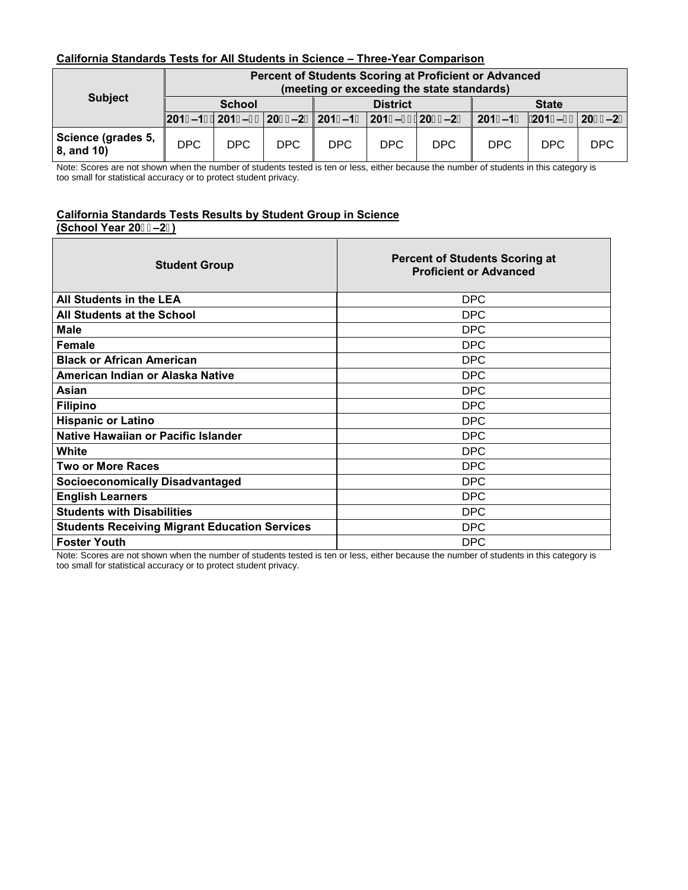**California Standards Tests for All Students in Science – Three-Year Comparison**

| Subject | Percent of Students Scoring at Proficient or Advanced (meeting or exceeding the state standards) | | | | | | | | |
|---|---|---|---|---|---|---|---|---|---|
| | School | | | District | | | State | | |
| | 201 –1 | 201 – | 20 –2 | 201 –1 | 201 – | 20 –2 | 201 –1 | 201 – | 20 –2 |
| Science (grades 5, 8, and 10) | DPC | DPC | DPC | DPC | DPC | DPC | DPC | DPC | DPC |

Note: Scores are not shown when the number of students tested is ten or less, either because the number of students in this category is too small for statistical accuracy or to protect student privacy.

**California Standards Tests Results by Student Group in Science (School Year 20 –2 )**

| Student Group | Percent of Students Scoring at Proficient or Advanced |
|---|---|
| **All Students in the LEA** | DPC |
| **All Students at the School** | DPC |
| **Male** | DPC |
| **Female** | DPC |
| **Black or African American** | DPC |
| **American Indian or Alaska Native** | DPC |
| **Asian** | DPC |
| **Filipino** | DPC |
| **Hispanic or Latino** | DPC |
| **Native Hawaiian or Pacific Islander** | DPC |
| **White** | DPC |
| **Two or More Races** | DPC |
| **Socioeconomically Disadvantaged** | DPC |
| **English Learners** | DPC |
| **Students with Disabilities** | DPC |
| **Students Receiving Migrant Education Services** | DPC |
| **Foster Youth** | DPC |

Note: Scores are not shown when the number of students tested is ten or less, either because the number of students in this category is too small for statistical accuracy or to protect student privacy.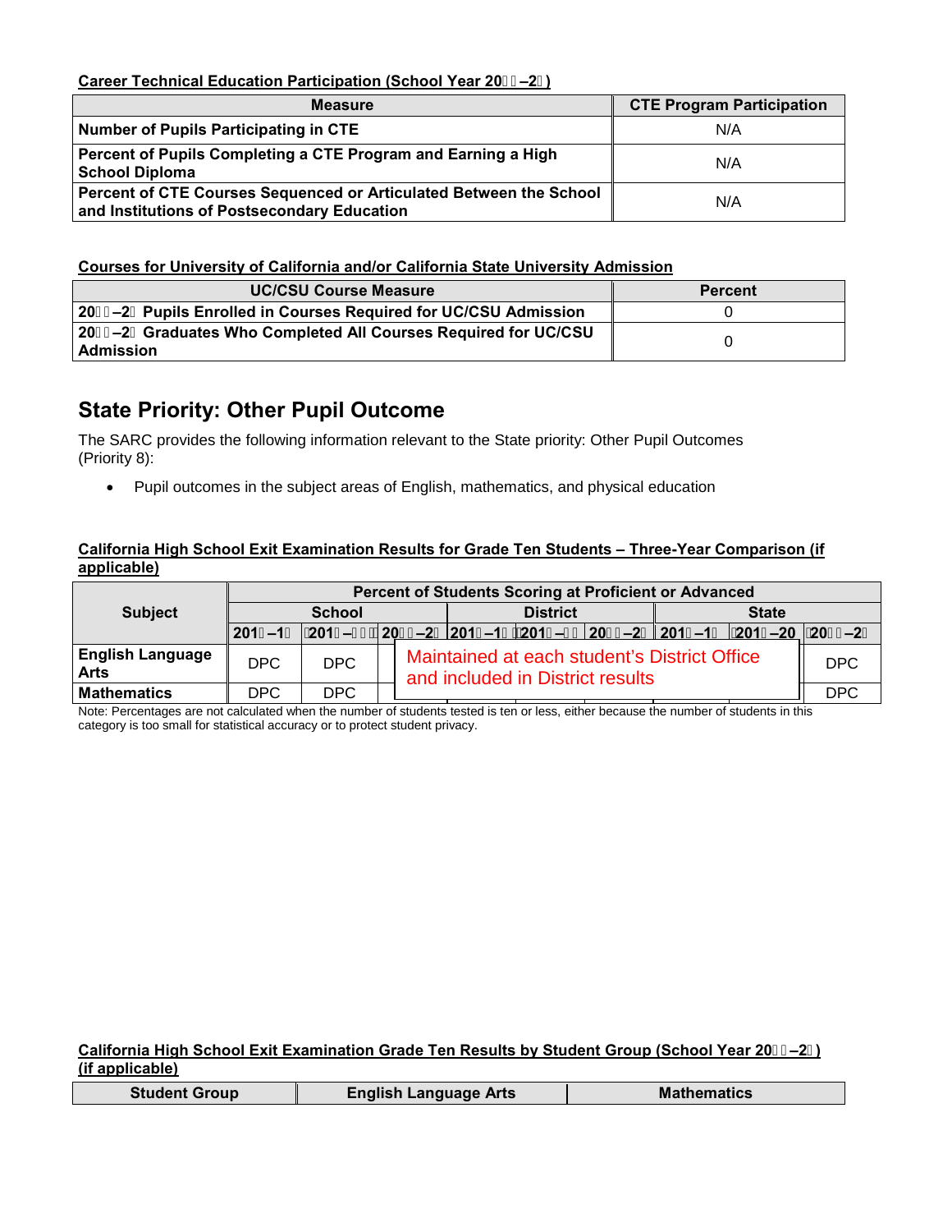**Career Technical Education Participation (School Year 20  –2 )**

| Measure | CTE Program Participation |
| --- | --- |
| Number of Pupils Participating in CTE | N/A |
| Percent of Pupils Completing a CTE Program and Earning a High School Diploma | N/A |
| Percent of CTE Courses Sequenced or Articulated Between the School and Institutions of Postsecondary Education | N/A |

**Courses for University of California and/or California State University Admission**

| UC/CSU Course Measure | Percent |
| --- | --- |
| 20  –2  Pupils Enrolled in Courses Required for UC/CSU Admission | 0 |
| 20  –2  Graduates Who Completed All Courses Required for UC/CSU Admission | 0 |

## State Priority: Other Pupil Outcome

The SARC provides the following information relevant to the State priority: Other Pupil Outcomes (Priority 8):

- Pupil outcomes in the subject areas of English, mathematics, and physical education

**California High School Exit Examination Results for Grade Ten Students – Three-Year Comparison (if applicable)**

| Subject | Percent of Students Scoring at Proficient or Advanced | | | | | | | | |
| --- | --- | --- | --- | --- | --- | --- | --- | --- | --- |
| | School | | | District | | | State | | |
| | 201 –1 | 201 –1 | 20  –2 | 201 –1 | 201 –1 | 20  –2 | 201 –1 | 201 –20 | 20  –2 |
| English Language Arts | DPC | DPC | | Maintained at each student's District Office and included in District results | | | | | DPC |
| Mathematics | DPC | DPC | | | | | | | DPC |

Note: Percentages are not calculated when the number of students tested is ten or less, either because the number of students in this category is too small for statistical accuracy or to protect student privacy.

**California High School Exit Examination Grade Ten Results by Student Group (School Year 20  –2 ) (if applicable)**

| Student Group | English Language Arts | Mathematics |
| --- | --- | --- |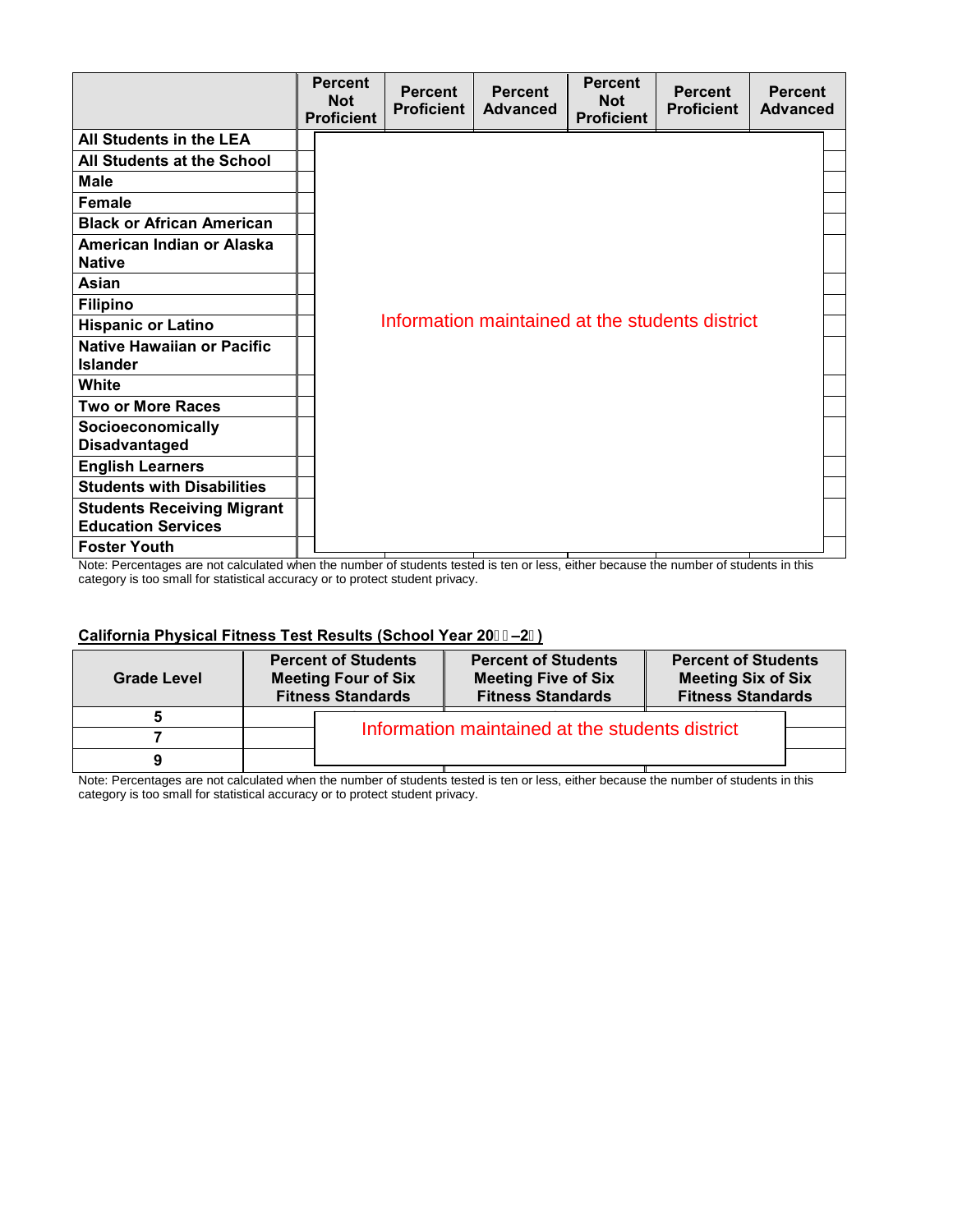| | Percent Not Proficient | Percent Proficient | Percent Advanced | Percent Not Proficient | Percent Proficient | Percent Advanced |
|---|---|---|---|---|---|---|
| All Students in the LEA | | | | | | |
| All Students at the School | | | | | | |
| Male | | | | | | |
| Female | | | | | | |
| Black or African American | | | | | | |
| American Indian or Alaska Native | | | | | | |
| Asian | | | | | | |
| Filipino | | | | | | |
| Hispanic or Latino | | | Information maintained at the students district | | | |
| Native Hawaiian or Pacific Islander | | | | | | |
| White | | | | | | |
| Two or More Races | | | | | | |
| Socioeconomically Disadvantaged | | | | | | |
| English Learners | | | | | | |
| Students with Disabilities | | | | | | |
| Students Receiving Migrant Education Services | | | | | | |
| Foster Youth | | | | | | |

Note: Percentages are not calculated when the number of students tested is ten or less, either because the number of students in this category is too small for statistical accuracy or to protect student privacy.

**California Physical Fitness Test Results (School Year 20  –2 )**

| Grade Level | Percent of Students Meeting Four of Six Fitness Standards | Percent of Students Meeting Five of Six Fitness Standards | Percent of Students Meeting Six of Six Fitness Standards |
|---|---|---|---|
| 5 | | | |
| 7 | | Information maintained at the students district | |
| 9 | | | |

Note: Percentages are not calculated when the number of students tested is ten or less, either because the number of students in this category is too small for statistical accuracy or to protect student privacy.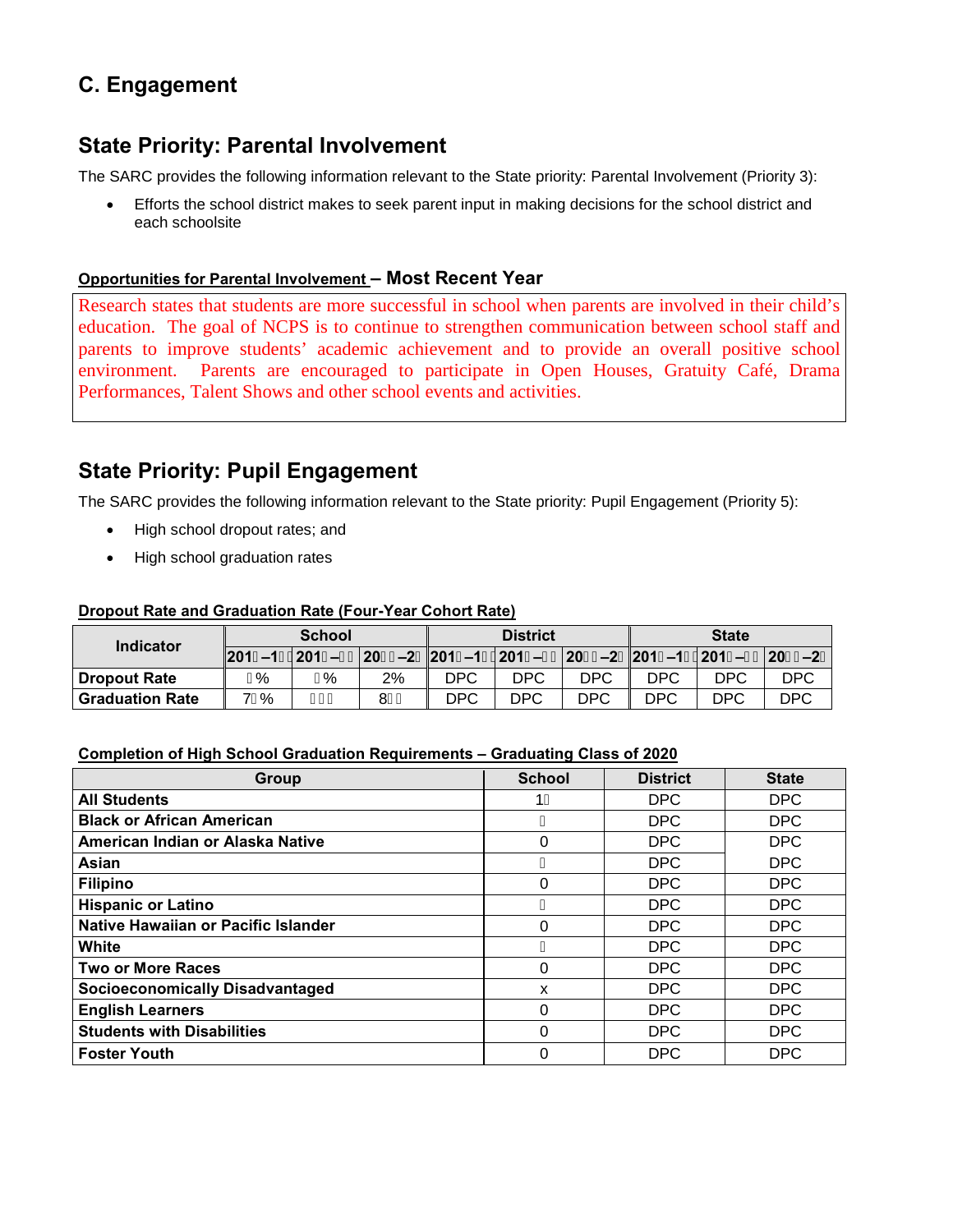## C. Engagement

## State Priority: Parental Involvement

The SARC provides the following information relevant to the State priority: Parental Involvement (Priority 3):

- Efforts the school district makes to seek parent input in making decisions for the school district and each schoolsite

### Opportunities for Parental Involvement – Most Recent Year

Research states that students are more successful in school when parents are involved in their child's education. The goal of NCPS is to continue to strengthen communication between school staff and parents to improve students' academic achievement and to provide an overall positive school environment. Parents are encouraged to participate in Open Houses, Gratuity Café, Drama Performances, Talent Shows and other school events and activities.

## State Priority: Pupil Engagement

The SARC provides the following information relevant to the State priority: Pupil Engagement (Priority 5):

- High school dropout rates; and
- High school graduation rates

### Dropout Rate and Graduation Rate (Four-Year Cohort Rate)

| Indicator | School | | | District | | | State | | |
|---|---|---|---|---|---|---|---|---|---|
| | 201 –1 | 201 – | 20 –2 | 201 –1 | 201 – | 20 –2 | 201 –1 | 201 – | 20 –2 |
| Dropout Rate | % | % | 2% | DPC | DPC | DPC | DPC | DPC | DPC |
| Graduation Rate | 7 % | | 8 | DPC | DPC | DPC | DPC | DPC | DPC |

### Completion of High School Graduation Requirements – Graduating Class of 2020

| Group | School | District | State |
|---|---|---|---|
| All Students | 1 | DPC | DPC |
| Black or African American | | DPC | DPC |
| American Indian or Alaska Native | 0 | DPC | DPC |
| Asian | | DPC | DPC |
| Filipino | 0 | DPC | DPC |
| Hispanic or Latino | | DPC | DPC |
| Native Hawaiian or Pacific Islander | 0 | DPC | DPC |
| White | | DPC | DPC |
| Two or More Races | 0 | DPC | DPC |
| Socioeconomically Disadvantaged | x | DPC | DPC |
| English Learners | 0 | DPC | DPC |
| Students with Disabilities | 0 | DPC | DPC |
| Foster Youth | 0 | DPC | DPC |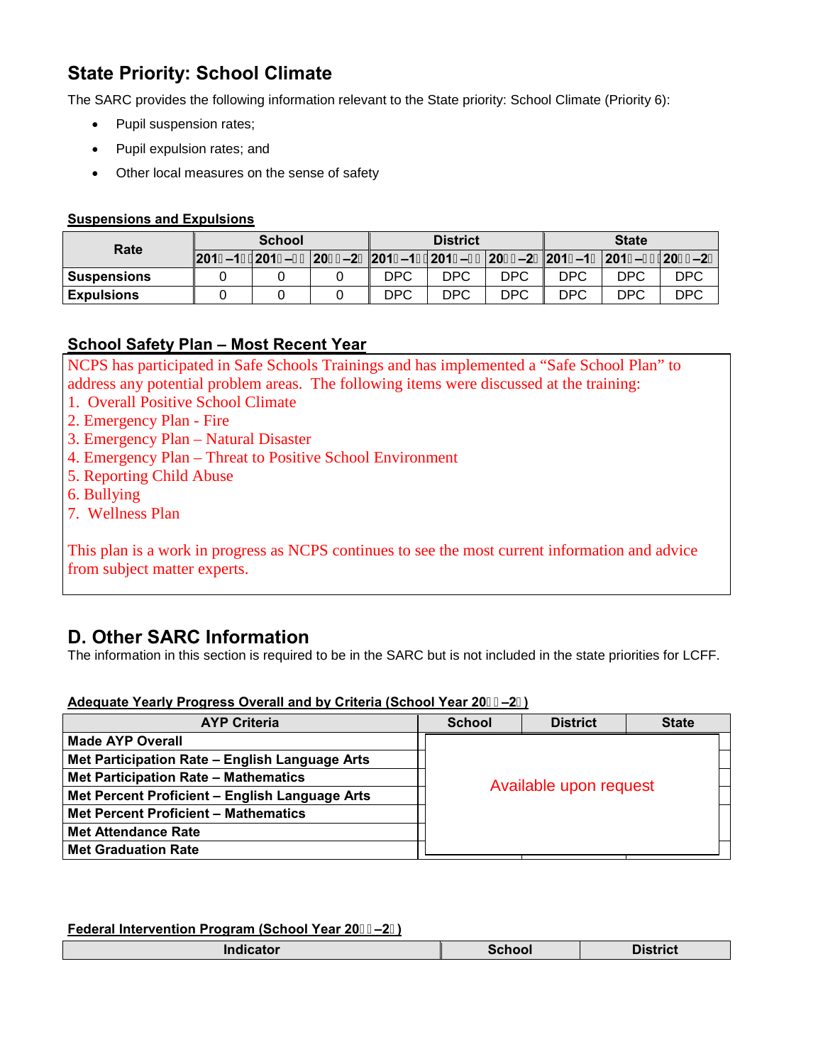## State Priority: School Climate

The SARC provides the following information relevant to the State priority: School Climate (Priority 6):

- Pupil suspension rates;
- Pupil expulsion rates; and
- Other local measures on the sense of safety

**Suspensions and Expulsions**

| Rate | School | | | District | | | State | | |
|---|---|---|---|---|---|---|---|---|---|
| | 201 –1 | 201 – | 20 –2 | 201 –1 | 201 – | 20 –2 | 201 –1 | 201 – | 20 –2 |
| **Suspensions** | 0 | 0 | 0 | DPC | DPC | DPC | DPC | DPC | DPC |
| **Expulsions** | 0 | 0 | 0 | DPC | DPC | DPC | DPC | DPC | DPC |

**School Safety Plan – Most Recent Year**

NCPS has participated in Safe Schools Trainings and has implemented a "Safe School Plan" to address any potential problem areas. The following items were discussed at the training:

1. Overall Positive School Climate
2. Emergency Plan - Fire
3. Emergency Plan – Natural Disaster
4. Emergency Plan – Threat to Positive School Environment
5. Reporting Child Abuse
6. Bullying
7. Wellness Plan

This plan is a work in progress as NCPS continues to see the most current information and advice from subject matter experts.

## D. Other SARC Information

The information in this section is required to be in the SARC but is not included in the state priorities for LCFF.

**Adequate Yearly Progress Overall and by Criteria (School Year 20 –2 )**

| AYP Criteria | School | District | State |
|---|---|---|---|
| **Made AYP Overall** | Available upon request | | |
| **Met Participation Rate – English Language Arts** | | | |
| **Met Participation Rate – Mathematics** | | | |
| **Met Percent Proficient – English Language Arts** | | | |
| **Met Percent Proficient – Mathematics** | | | |
| **Met Attendance Rate** | | | |
| **Met Graduation Rate** | | | |

**Federal Intervention Program (School Year 20 –2 )**

| Indicator | School | District |
|---|---|---|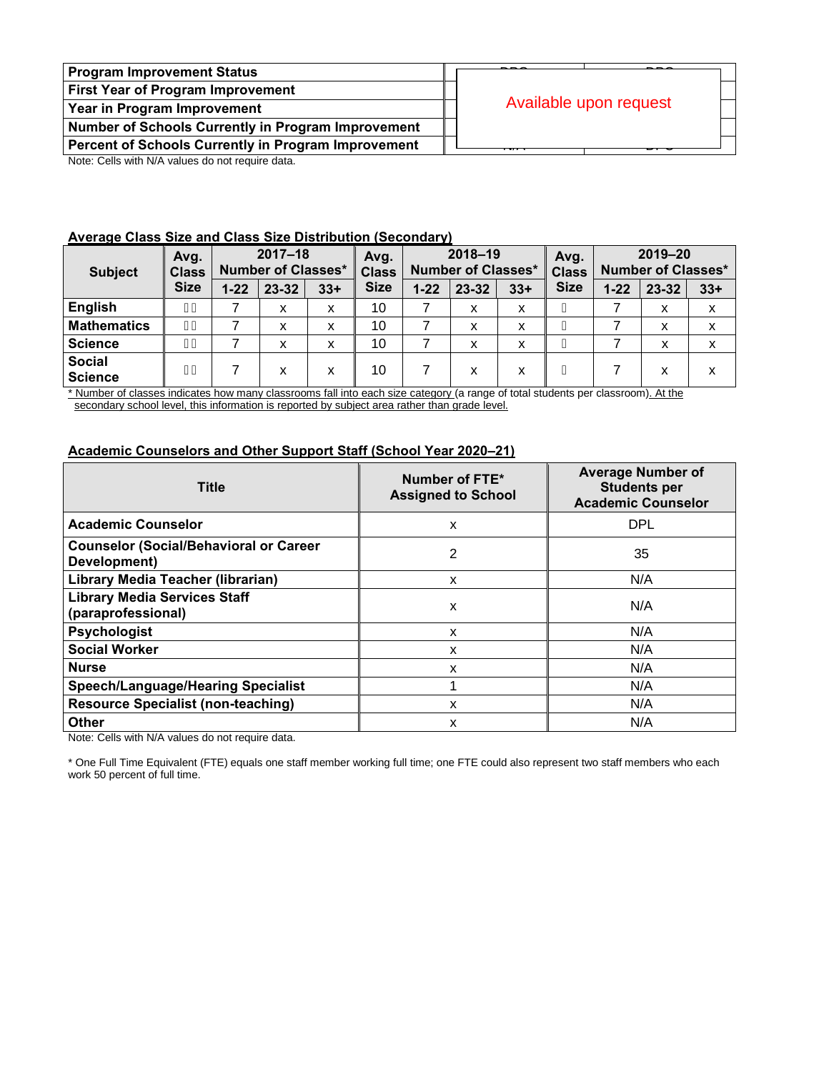| Program Improvement Status | Available upon request |
|---|---|
| First Year of Program Improvement | |
| Year in Program Improvement | |
| Number of Schools Currently in Program Improvement | |
| Percent of Schools Currently in Program Improvement | |

Note: Cells with N/A values do not require data.

## Average Class Size and Class Size Distribution (Secondary)

| Subject | Avg. Class Size | 2017–18 Number of Classes* | | | Avg. Class Size | 2018–19 Number of Classes* | | | Avg. Class Size | 2019–20 Number of Classes* | | |
|---|---|---|---|---|---|---|---|---|---|---|---|---|
| | | 1-22 | 23-32 | 33+ | | 1-22 | 23-32 | 33+ | | 1-22 | 23-32 | 33+ |
| English | | 7 | x | x | 10 | 7 | x | x | | 7 | x | x |
| Mathematics | | 7 | x | x | 10 | 7 | x | x | | 7 | x | x |
| Science | | 7 | x | x | 10 | 7 | x | x | | 7 | x | x |
| Social Science | | 7 | x | x | 10 | 7 | x | x | | 7 | x | x |

* Number of classes indicates how many classrooms fall into each size category (a range of total students per classroom). At the secondary school level, this information is reported by subject area rather than grade level.

## Academic Counselors and Other Support Staff (School Year 2020–21)

| Title | Number of FTE* Assigned to School | Average Number of Students per Academic Counselor |
|---|---|---|
| Academic Counselor | x | DPL |
| Counselor (Social/Behavioral or Career Development) | 2 | 35 |
| Library Media Teacher (librarian) | x | N/A |
| Library Media Services Staff (paraprofessional) | x | N/A |
| Psychologist | x | N/A |
| Social Worker | x | N/A |
| Nurse | x | N/A |
| Speech/Language/Hearing Specialist | 1 | N/A |
| Resource Specialist (non-teaching) | x | N/A |
| Other | x | N/A |

Note: Cells with N/A values do not require data.

* One Full Time Equivalent (FTE) equals one staff member working full time; one FTE could also represent two staff members who each work 50 percent of full time.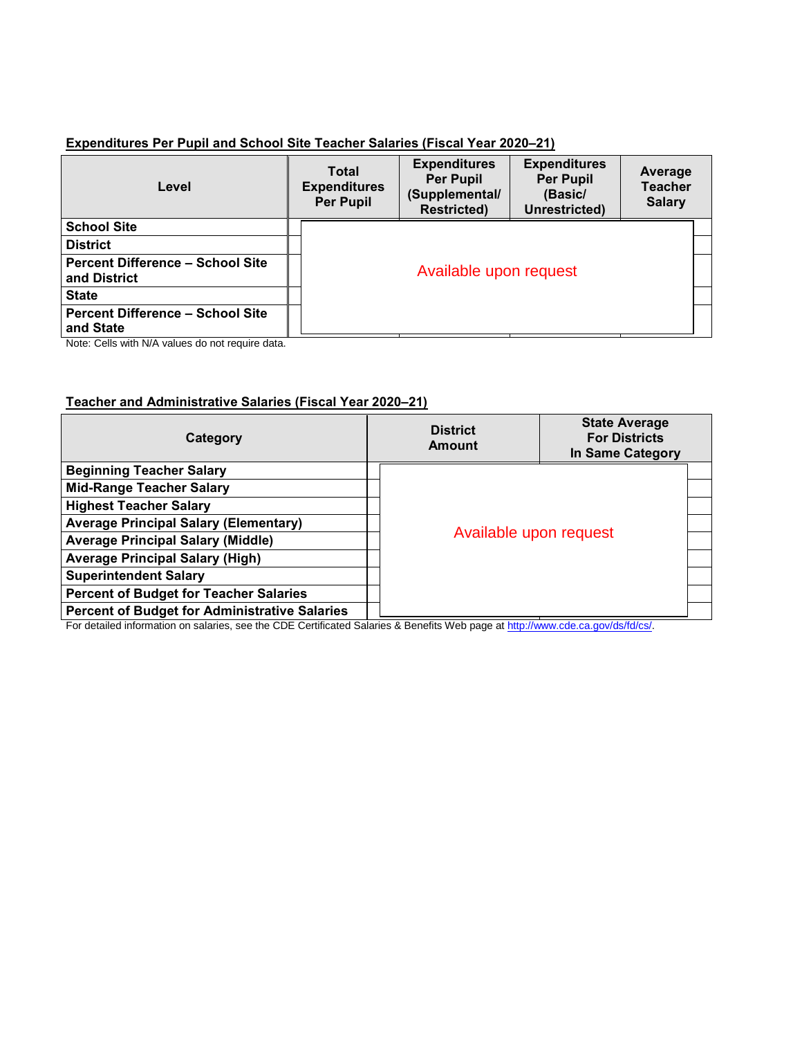**Expenditures Per Pupil and School Site Teacher Salaries (Fiscal Year 2020–21)**

| Level | Total Expenditures Per Pupil | Expenditures Per Pupil (Supplemental/ Restricted) | Expenditures Per Pupil (Basic/ Unrestricted) | Average Teacher Salary |
|---|---|---|---|---|
| School Site | Available upon request | | | |
| District | | | | |
| Percent Difference – School Site and District | | | | |
| State | | | | |
| Percent Difference – School Site and State | | | | |

Note: Cells with N/A values do not require data.

**Teacher and Administrative Salaries (Fiscal Year 2020–21)**

| Category | District Amount | State Average For Districts In Same Category |
|---|---|---|
| Beginning Teacher Salary | Available upon request | |
| Mid-Range Teacher Salary | | |
| Highest Teacher Salary | | |
| Average Principal Salary (Elementary) | | |
| Average Principal Salary (Middle) | | |
| Average Principal Salary (High) | | |
| Superintendent Salary | | |
| Percent of Budget for Teacher Salaries | | |
| Percent of Budget for Administrative Salaries | | |

For detailed information on salaries, see the CDE Certificated Salaries & Benefits Web page at http://www.cde.ca.gov/ds/fd/cs/.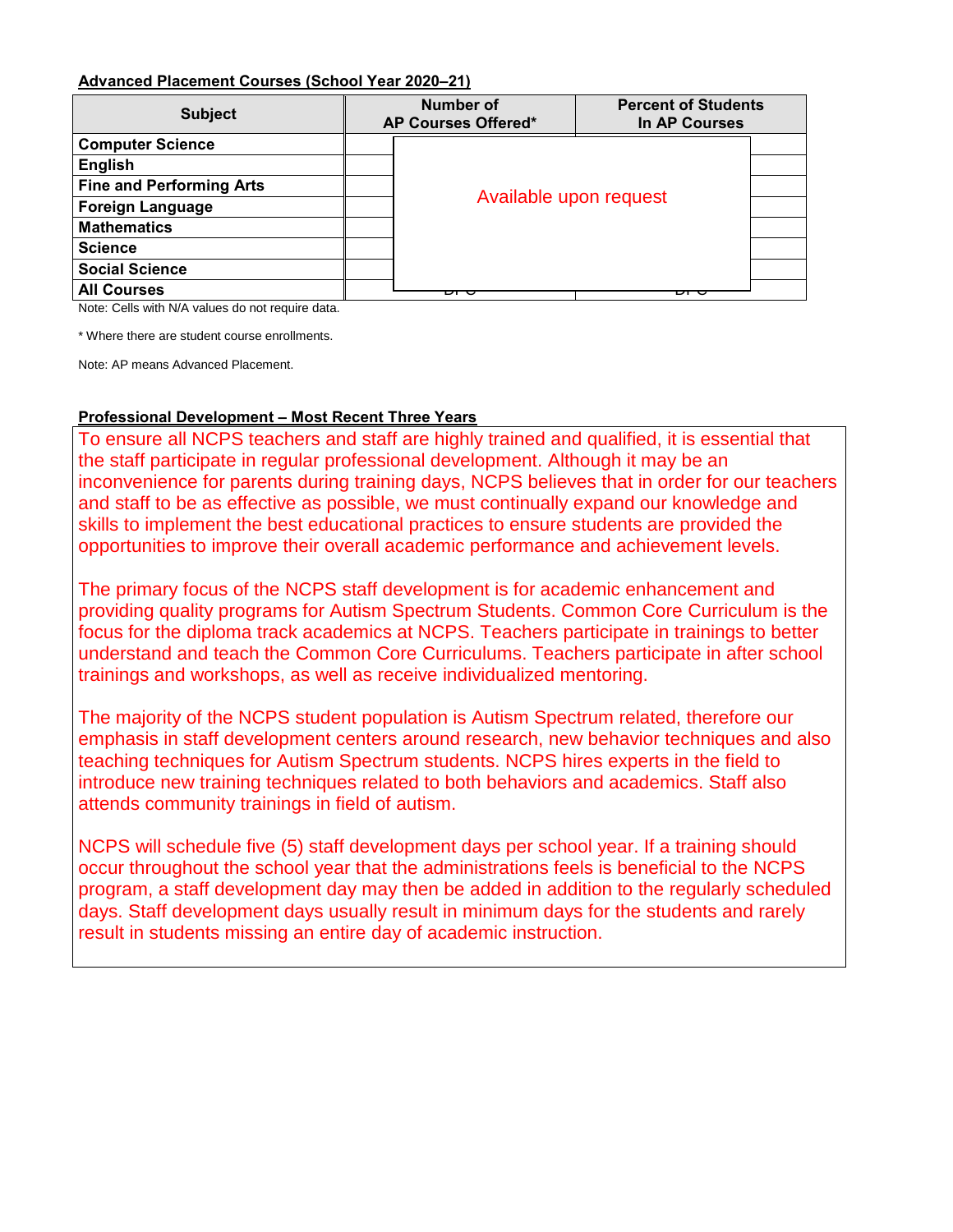**Advanced Placement Courses (School Year 2020–21)**

| Subject | Number of AP Courses Offered* | Percent of Students In AP Courses |
|---|---|---|
| Computer Science | | |
| English | | |
| Fine and Performing Arts | Available upon request | |
| Foreign Language | | |
| Mathematics | | |
| Science | | |
| Social Science | | |
| All Courses | | |

Note: Cells with N/A values do not require data.

\* Where there are student course enrollments.

Note: AP means Advanced Placement.

**Professional Development – Most Recent Three Years**

To ensure all NCPS teachers and staff are highly trained and qualified, it is essential that the staff participate in regular professional development. Although it may be an inconvenience for parents during training days, NCPS believes that in order for our teachers and staff to be as effective as possible, we must continually expand our knowledge and skills to implement the best educational practices to ensure students are provided the opportunities to improve their overall academic performance and achievement levels.

The primary focus of the NCPS staff development is for academic enhancement and providing quality programs for Autism Spectrum Students. Common Core Curriculum is the focus for the diploma track academics at NCPS. Teachers participate in trainings to better understand and teach the Common Core Curriculums. Teachers participate in after school trainings and workshops, as well as receive individualized mentoring.

The majority of the NCPS student population is Autism Spectrum related, therefore our emphasis in staff development centers around research, new behavior techniques and also teaching techniques for Autism Spectrum students. NCPS hires experts in the field to introduce new training techniques related to both behaviors and academics. Staff also attends community trainings in field of autism.

NCPS will schedule five (5) staff development days per school year. If a training should occur throughout the school year that the administrations feels is beneficial to the NCPS program, a staff development day may then be added in addition to the regularly scheduled days. Staff development days usually result in minimum days for the students and rarely result in students missing an entire day of academic instruction.